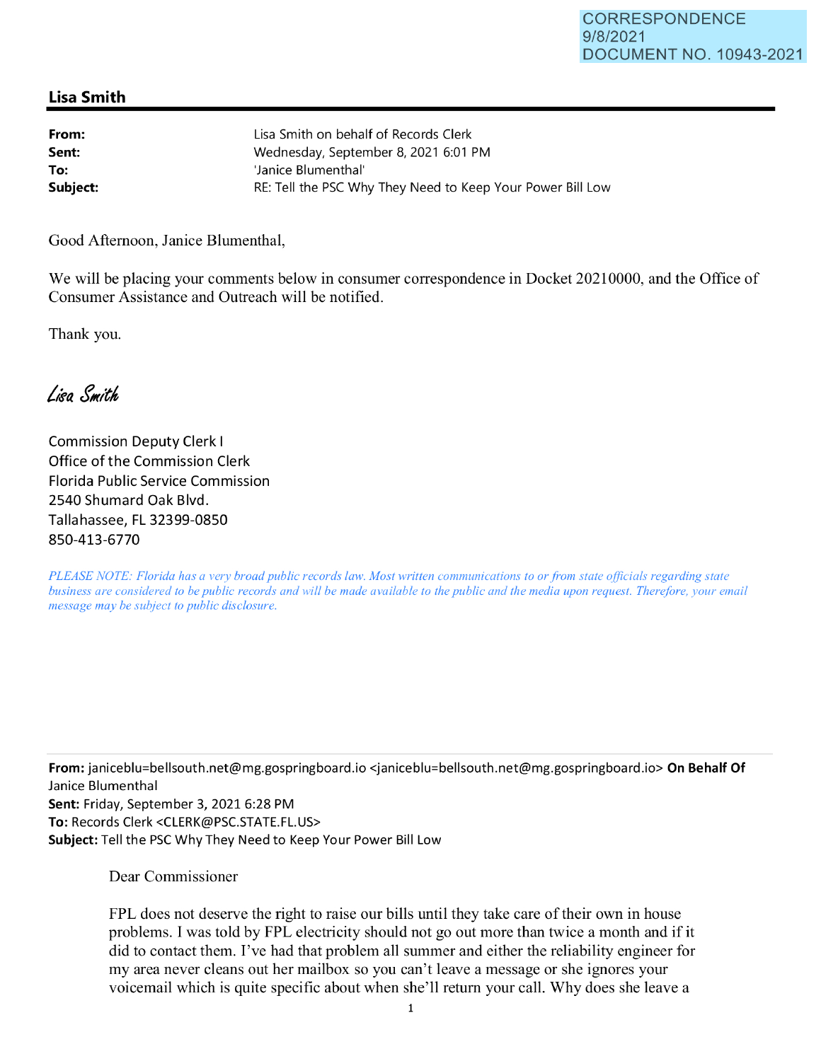CORRESPONDENCE
9/8/2021
DOCUMENT NO. 10943-2021

## Lisa Smith

| | |
|---|---|
| **From:** | Lisa Smith on behalf of Records Clerk |
| **Sent:** | Wednesday, September 8, 2021 6:01 PM |
| **To:** | 'Janice Blumenthal' |
| **Subject:** | RE: Tell the PSC Why They Need to Keep Your Power Bill Low |

Good Afternoon, Janice Blumenthal,

We will be placing your comments below in consumer correspondence in Docket 20210000, and the Office of Consumer Assistance and Outreach will be notified.

Thank you.

*Lisa Smith*

Commission Deputy Clerk I
Office of the Commission Clerk
Florida Public Service Commission
2540 Shumard Oak Blvd.
Tallahassee, FL 32399-0850
850-413-6770

*PLEASE NOTE: Florida has a very broad public records law. Most written communications to or from state officials regarding state business are considered to be public records and will be made available to the public and the media upon request. Therefore, your email message may be subject to public disclosure.*

---

**From:** janiceblu=bellsouth.net@mg.gospringboard.io <janiceblu=bellsouth.net@mg.gospringboard.io> **On Behalf Of** Janice Blumenthal
**Sent:** Friday, September 3, 2021 6:28 PM
**To:** Records Clerk <CLERK@PSC.STATE.FL.US>
**Subject:** Tell the PSC Why They Need to Keep Your Power Bill Low

Dear Commissioner

FPL does not deserve the right to raise our bills until they take care of their own in house problems. I was told by FPL electricity should not go out more than twice a month and if it did to contact them. I've had that problem all summer and either the reliability engineer for my area never cleans out her mailbox so you can't leave a message or she ignores your voicemail which is quite specific about when she'll return your call. Why does she leave a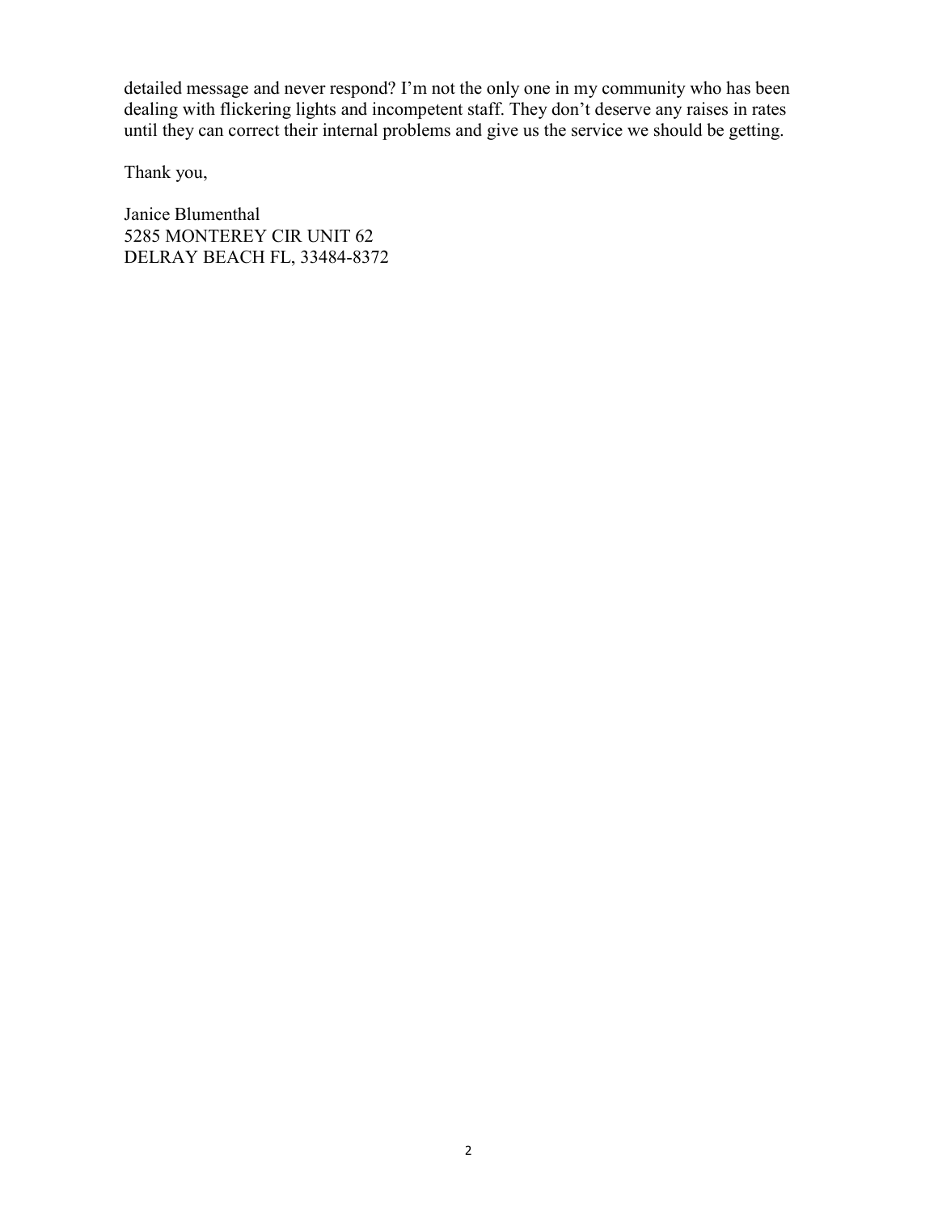detailed message and never respond? I’m not the only one in my community who has been dealing with flickering lights and incompetent staff. They don’t deserve any raises in rates until they can correct their internal problems and give us the service we should be getting.

Thank you,

Janice Blumenthal
5285 MONTEREY CIR UNIT 62
DELRAY BEACH FL, 33484-8372